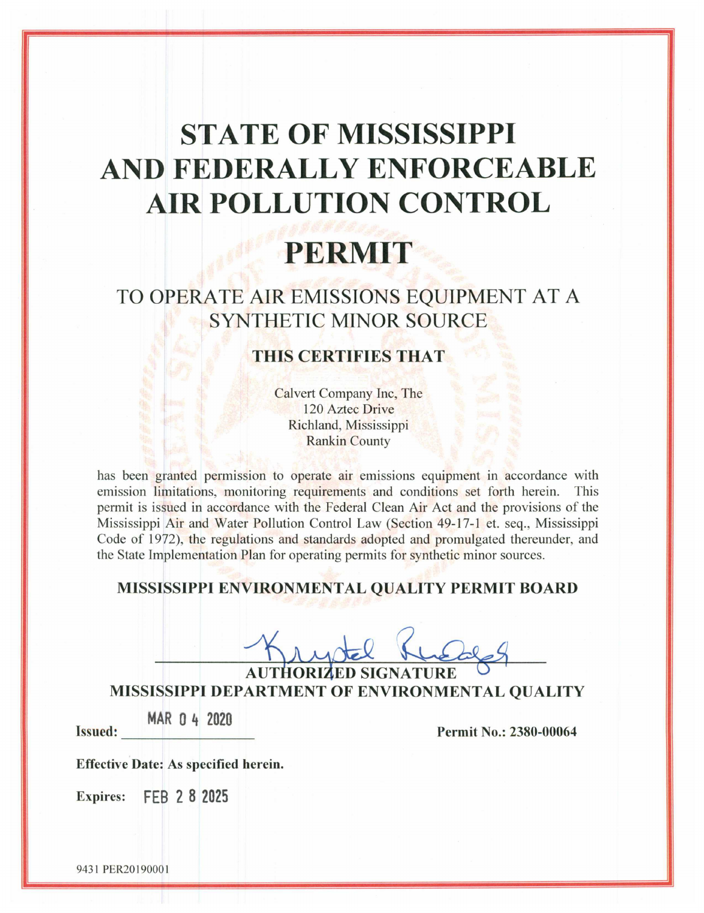# STATE OF MISSISSIPPI AND FEDERALLY ENFORCEABLE AIR POLLUTION CONTROL

# PERMIT

## TO OPERATE AIR EMISSIONS EQUIPMENT AT A SYNTHETIC MINOR SOURCE

### THIS CERTIFIES THAT

Calvert Company Inc, The
120 Aztec Drive
Richland, Mississippi
Rankin County

has been granted permission to operate air emissions equipment in accordance with emission limitations, monitoring requirements and conditions set forth herein. This permit is issued in accordance with the Federal Clean Air Act and the provisions of the Mississippi Air and Water Pollution Control Law (Section 49-17-1 et. seq., Mississippi Code of 1972), the regulations and standards adopted and promulgated thereunder, and the State Implementation Plan for operating permits for synthetic minor sources.

**MISSISSIPPI ENVIRONMENTAL QUALITY PERMIT BOARD**

Krystal Rudolph

**AUTHORIZED SIGNATURE**
**MISSISSIPPI DEPARTMENT OF ENVIRONMENTAL QUALITY**

**Issued:** MAR 04 2020

**Permit No.: 2380-00064**

**Effective Date: As specified herein.**

**Expires:** FEB 28 2025

9431 PER20190001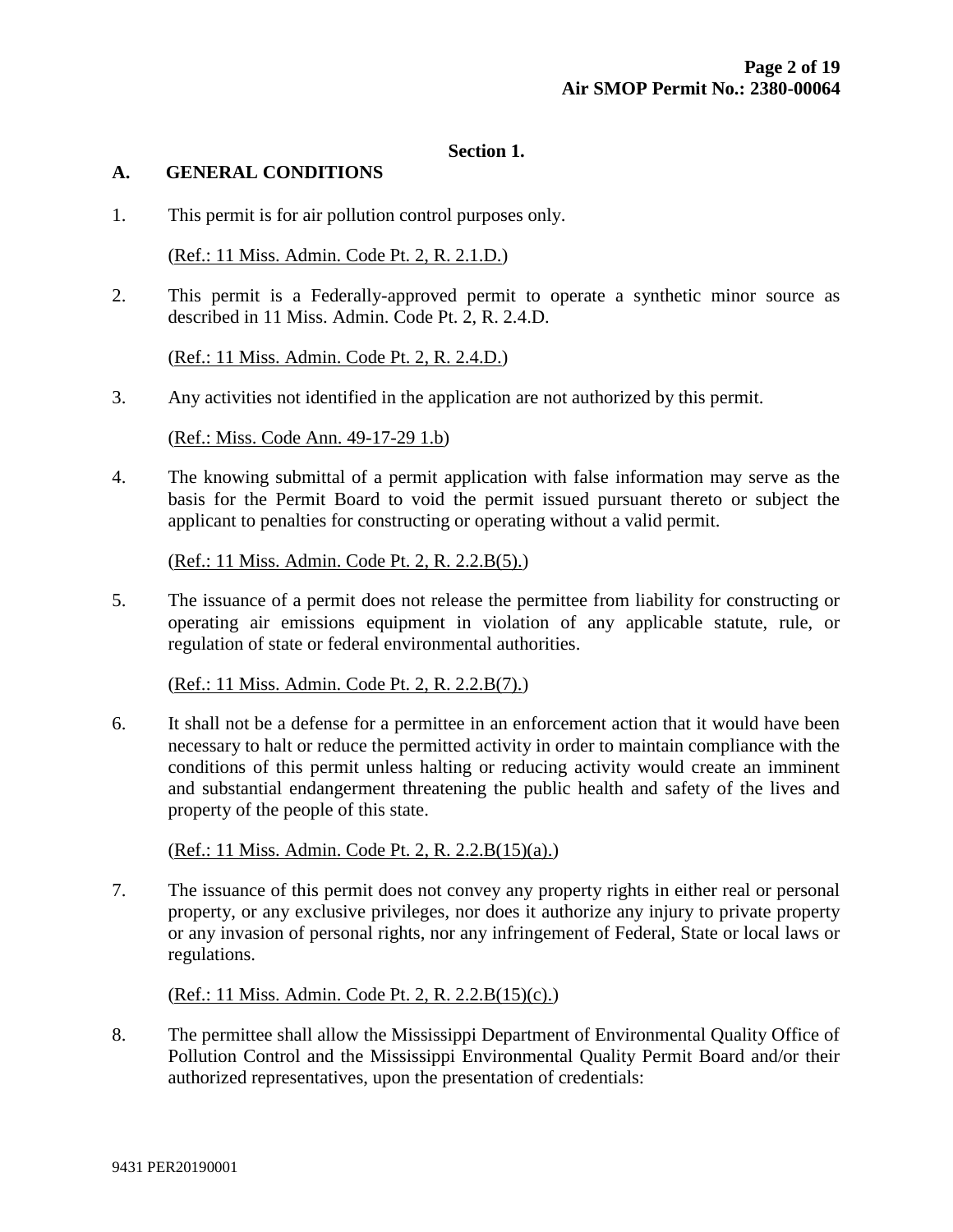## Section 1.

### A. GENERAL CONDITIONS

1. This permit is for air pollution control purposes only.

   (Ref.: 11 Miss. Admin. Code Pt. 2, R. 2.1.D.)

2. This permit is a Federally-approved permit to operate a synthetic minor source as described in 11 Miss. Admin. Code Pt. 2, R. 2.4.D.

   (Ref.: 11 Miss. Admin. Code Pt. 2, R. 2.4.D.)

3. Any activities not identified in the application are not authorized by this permit.

   (Ref.: Miss. Code Ann. 49-17-29 1.b)

4. The knowing submittal of a permit application with false information may serve as the basis for the Permit Board to void the permit issued pursuant thereto or subject the applicant to penalties for constructing or operating without a valid permit.

   (Ref.: 11 Miss. Admin. Code Pt. 2, R. 2.2.B(5).)

5. The issuance of a permit does not release the permittee from liability for constructing or operating air emissions equipment in violation of any applicable statute, rule, or regulation of state or federal environmental authorities.

   (Ref.: 11 Miss. Admin. Code Pt. 2, R. 2.2.B(7).)

6. It shall not be a defense for a permittee in an enforcement action that it would have been necessary to halt or reduce the permitted activity in order to maintain compliance with the conditions of this permit unless halting or reducing activity would create an imminent and substantial endangerment threatening the public health and safety of the lives and property of the people of this state.

   (Ref.: 11 Miss. Admin. Code Pt. 2, R. 2.2.B(15)(a).)

7. The issuance of this permit does not convey any property rights in either real or personal property, or any exclusive privileges, nor does it authorize any injury to private property or any invasion of personal rights, nor any infringement of Federal, State or local laws or regulations.

   (Ref.: 11 Miss. Admin. Code Pt. 2, R. 2.2.B(15)(c).)

8. The permittee shall allow the Mississippi Department of Environmental Quality Office of Pollution Control and the Mississippi Environmental Quality Permit Board and/or their authorized representatives, upon the presentation of credentials:

9431 PER20190001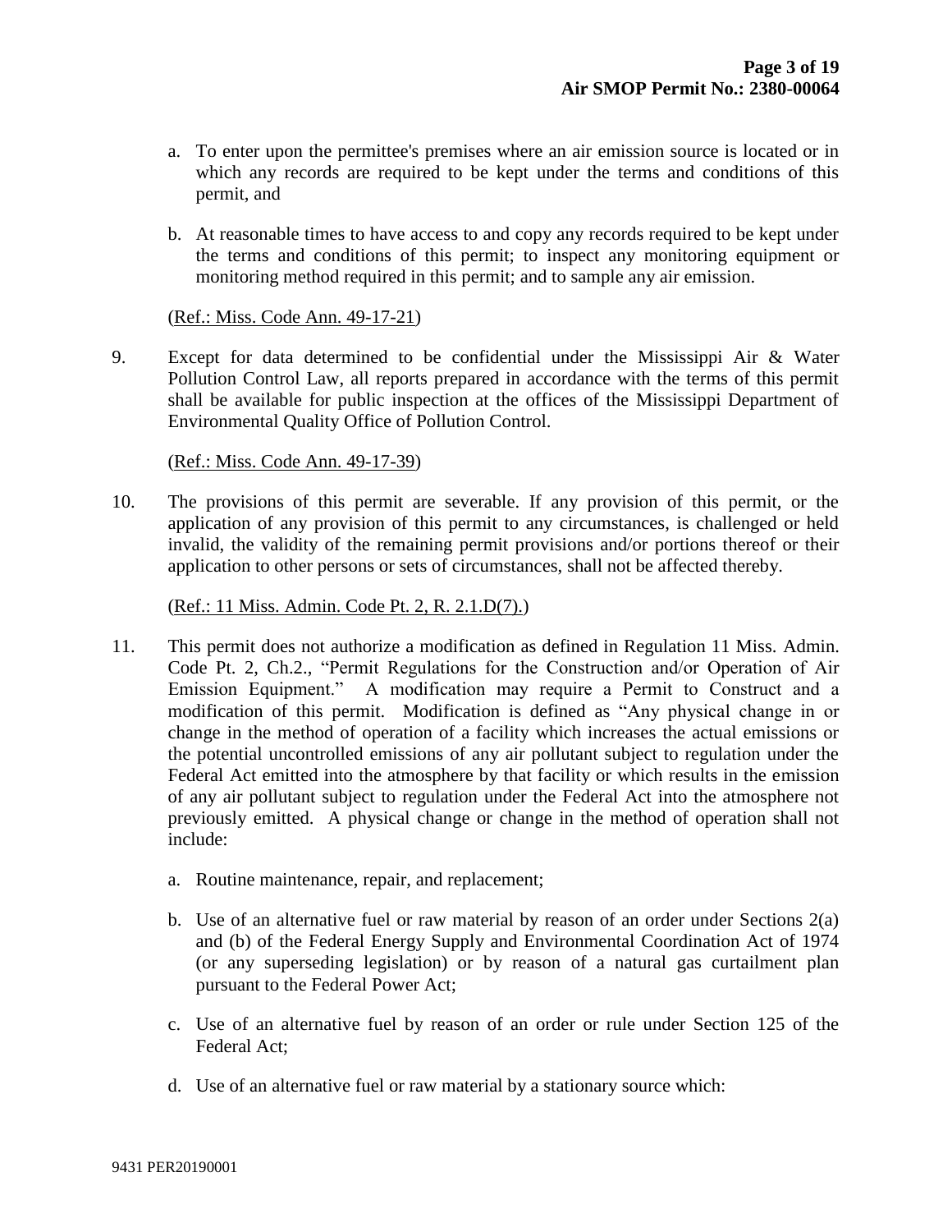a. To enter upon the permittee's premises where an air emission source is located or in which any records are required to be kept under the terms and conditions of this permit, and

b. At reasonable times to have access to and copy any records required to be kept under the terms and conditions of this permit; to inspect any monitoring equipment or monitoring method required in this permit; and to sample any air emission.

(Ref.: Miss. Code Ann. 49-17-21)

9. Except for data determined to be confidential under the Mississippi Air & Water Pollution Control Law, all reports prepared in accordance with the terms of this permit shall be available for public inspection at the offices of the Mississippi Department of Environmental Quality Office of Pollution Control.

   (Ref.: Miss. Code Ann. 49-17-39)

10. The provisions of this permit are severable. If any provision of this permit, or the application of any provision of this permit to any circumstances, is challenged or held invalid, the validity of the remaining permit provisions and/or portions thereof or their application to other persons or sets of circumstances, shall not be affected thereby.

    (Ref.: 11 Miss. Admin. Code Pt. 2, R. 2.1.D(7).)

11. This permit does not authorize a modification as defined in Regulation 11 Miss. Admin. Code Pt. 2, Ch.2., "Permit Regulations for the Construction and/or Operation of Air Emission Equipment." A modification may require a Permit to Construct and a modification of this permit. Modification is defined as "Any physical change in or change in the method of operation of a facility which increases the actual emissions or the potential uncontrolled emissions of any air pollutant subject to regulation under the Federal Act emitted into the atmosphere by that facility or which results in the emission of any air pollutant subject to regulation under the Federal Act into the atmosphere not previously emitted. A physical change or change in the method of operation shall not include:

    a. Routine maintenance, repair, and replacement;

    b. Use of an alternative fuel or raw material by reason of an order under Sections 2(a) and (b) of the Federal Energy Supply and Environmental Coordination Act of 1974 (or any superseding legislation) or by reason of a natural gas curtailment plan pursuant to the Federal Power Act;

    c. Use of an alternative fuel by reason of an order or rule under Section 125 of the Federal Act;

    d. Use of an alternative fuel or raw material by a stationary source which: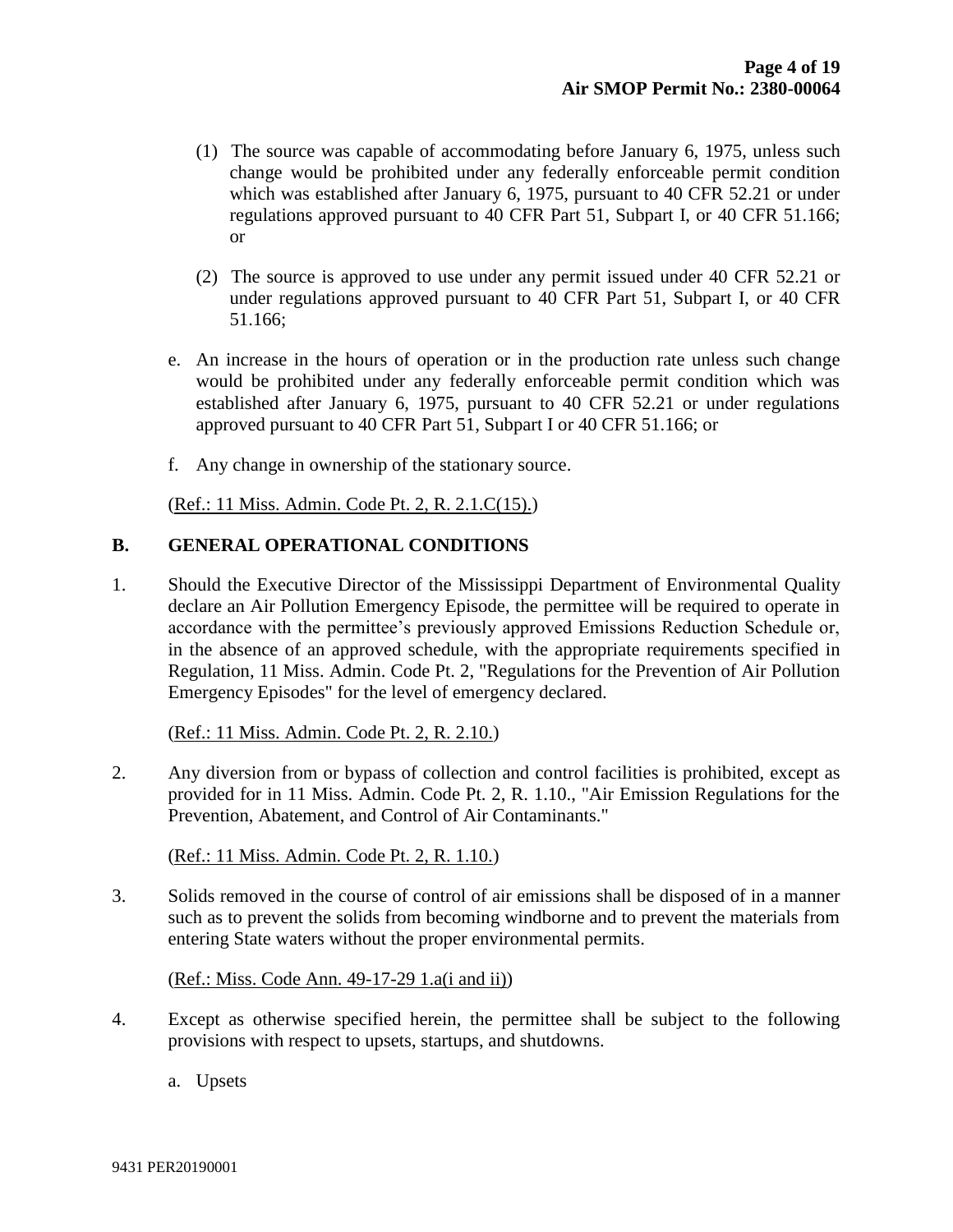(1) The source was capable of accommodating before January 6, 1975, unless such change would be prohibited under any federally enforceable permit condition which was established after January 6, 1975, pursuant to 40 CFR 52.21 or under regulations approved pursuant to 40 CFR Part 51, Subpart I, or 40 CFR 51.166; or

(2) The source is approved to use under any permit issued under 40 CFR 52.21 or under regulations approved pursuant to 40 CFR Part 51, Subpart I, or 40 CFR 51.166;

e. An increase in the hours of operation or in the production rate unless such change would be prohibited under any federally enforceable permit condition which was established after January 6, 1975, pursuant to 40 CFR 52.21 or under regulations approved pursuant to 40 CFR Part 51, Subpart I or 40 CFR 51.166; or

f. Any change in ownership of the stationary source.

(Ref.: 11 Miss. Admin. Code Pt. 2, R. 2.1.C(15).)

## B. GENERAL OPERATIONAL CONDITIONS

1. Should the Executive Director of the Mississippi Department of Environmental Quality declare an Air Pollution Emergency Episode, the permittee will be required to operate in accordance with the permittee's previously approved Emissions Reduction Schedule or, in the absence of an approved schedule, with the appropriate requirements specified in Regulation, 11 Miss. Admin. Code Pt. 2, "Regulations for the Prevention of Air Pollution Emergency Episodes" for the level of emergency declared.

   (Ref.: 11 Miss. Admin. Code Pt. 2, R. 2.10.)

2. Any diversion from or bypass of collection and control facilities is prohibited, except as provided for in 11 Miss. Admin. Code Pt. 2, R. 1.10., "Air Emission Regulations for the Prevention, Abatement, and Control of Air Contaminants."

   (Ref.: 11 Miss. Admin. Code Pt. 2, R. 1.10.)

3. Solids removed in the course of control of air emissions shall be disposed of in a manner such as to prevent the solids from becoming windborne and to prevent the materials from entering State waters without the proper environmental permits.

   (Ref.: Miss. Code Ann. 49-17-29 1.a(i and ii))

4. Except as otherwise specified herein, the permittee shall be subject to the following provisions with respect to upsets, startups, and shutdowns.

   a. Upsets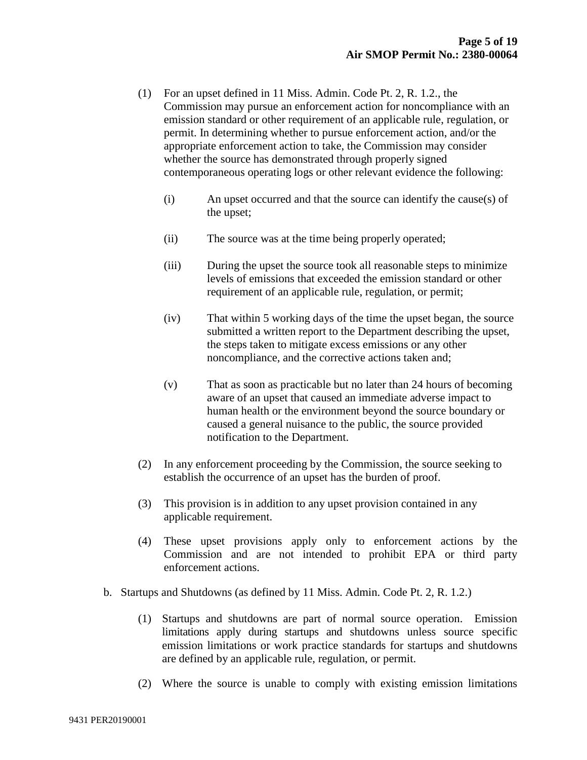(1) For an upset defined in 11 Miss. Admin. Code Pt. 2, R. 1.2., the Commission may pursue an enforcement action for noncompliance with an emission standard or other requirement of an applicable rule, regulation, or permit. In determining whether to pursue enforcement action, and/or the appropriate enforcement action to take, the Commission may consider whether the source has demonstrated through properly signed contemporaneous operating logs or other relevant evidence the following:

(i) An upset occurred and that the source can identify the cause(s) of the upset;

(ii) The source was at the time being properly operated;

(iii) During the upset the source took all reasonable steps to minimize levels of emissions that exceeded the emission standard or other requirement of an applicable rule, regulation, or permit;

(iv) That within 5 working days of the time the upset began, the source submitted a written report to the Department describing the upset, the steps taken to mitigate excess emissions or any other noncompliance, and the corrective actions taken and;

(v) That as soon as practicable but no later than 24 hours of becoming aware of an upset that caused an immediate adverse impact to human health or the environment beyond the source boundary or caused a general nuisance to the public, the source provided notification to the Department.

(2) In any enforcement proceeding by the Commission, the source seeking to establish the occurrence of an upset has the burden of proof.

(3) This provision is in addition to any upset provision contained in any applicable requirement.

(4) These upset provisions apply only to enforcement actions by the Commission and are not intended to prohibit EPA or third party enforcement actions.

b. Startups and Shutdowns (as defined by 11 Miss. Admin. Code Pt. 2, R. 1.2.)

(1) Startups and shutdowns are part of normal source operation. Emission limitations apply during startups and shutdowns unless source specific emission limitations or work practice standards for startups and shutdowns are defined by an applicable rule, regulation, or permit.

(2) Where the source is unable to comply with existing emission limitations

9431 PER20190001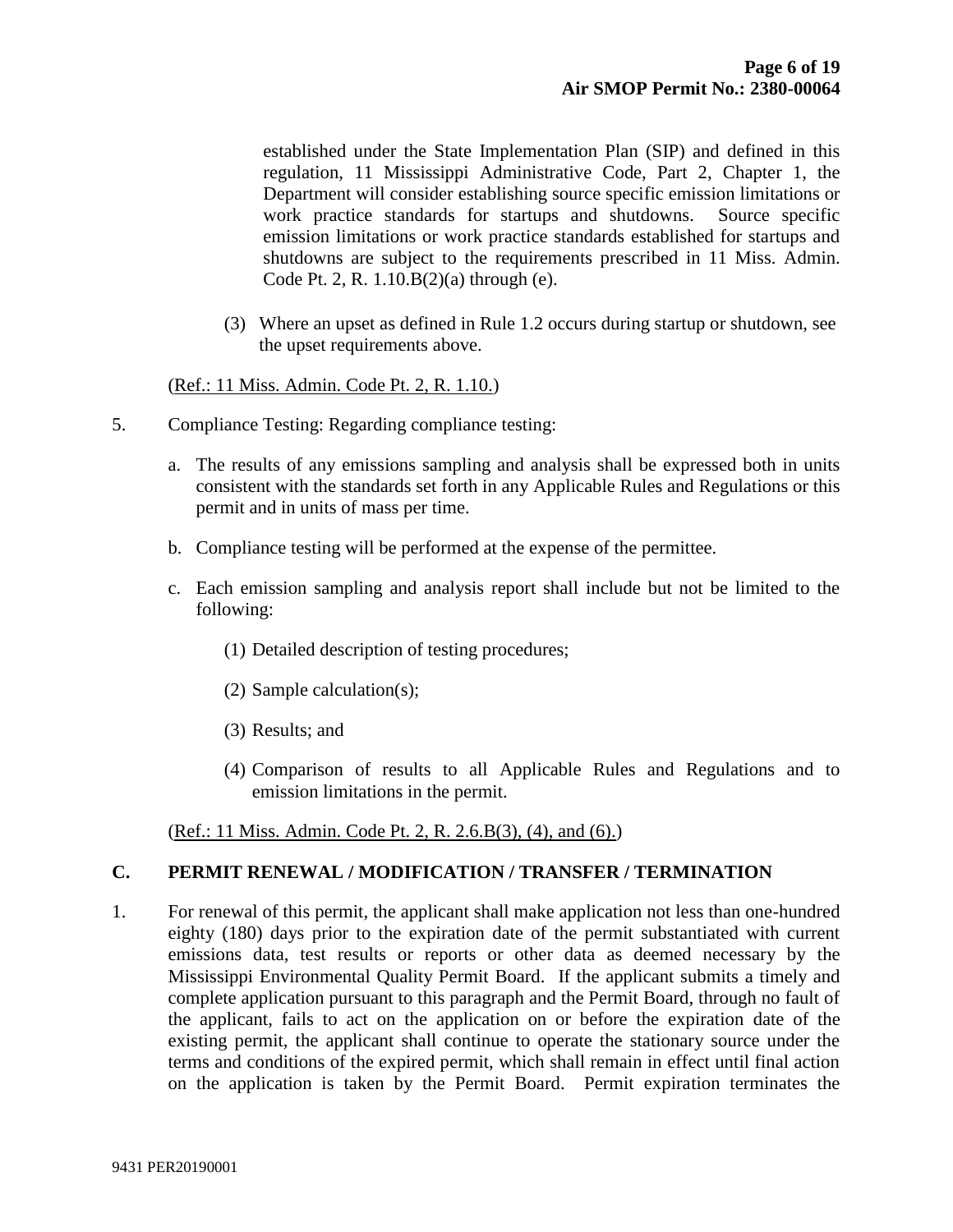established under the State Implementation Plan (SIP) and defined in this regulation, 11 Mississippi Administrative Code, Part 2, Chapter 1, the Department will consider establishing source specific emission limitations or work practice standards for startups and shutdowns. Source specific emission limitations or work practice standards established for startups and shutdowns are subject to the requirements prescribed in 11 Miss. Admin. Code Pt. 2, R. 1.10.B(2)(a) through (e).

(3) Where an upset as defined in Rule 1.2 occurs during startup or shutdown, see the upset requirements above.

(Ref.: 11 Miss. Admin. Code Pt. 2, R. 1.10.)

5. Compliance Testing: Regarding compliance testing:

   a. The results of any emissions sampling and analysis shall be expressed both in units consistent with the standards set forth in any Applicable Rules and Regulations or this permit and in units of mass per time.

   b. Compliance testing will be performed at the expense of the permittee.

   c. Each emission sampling and analysis report shall include but not be limited to the following:

      (1) Detailed description of testing procedures;

      (2) Sample calculation(s);

      (3) Results; and

      (4) Comparison of results to all Applicable Rules and Regulations and to emission limitations in the permit.

(Ref.: 11 Miss. Admin. Code Pt. 2, R. 2.6.B(3), (4), and (6).)

## C. PERMIT RENEWAL / MODIFICATION / TRANSFER / TERMINATION

1. For renewal of this permit, the applicant shall make application not less than one-hundred eighty (180) days prior to the expiration date of the permit substantiated with current emissions data, test results or reports or other data as deemed necessary by the Mississippi Environmental Quality Permit Board. If the applicant submits a timely and complete application pursuant to this paragraph and the Permit Board, through no fault of the applicant, fails to act on the application on or before the expiration date of the existing permit, the applicant shall continue to operate the stationary source under the terms and conditions of the expired permit, which shall remain in effect until final action on the application is taken by the Permit Board. Permit expiration terminates the

9431 PER20190001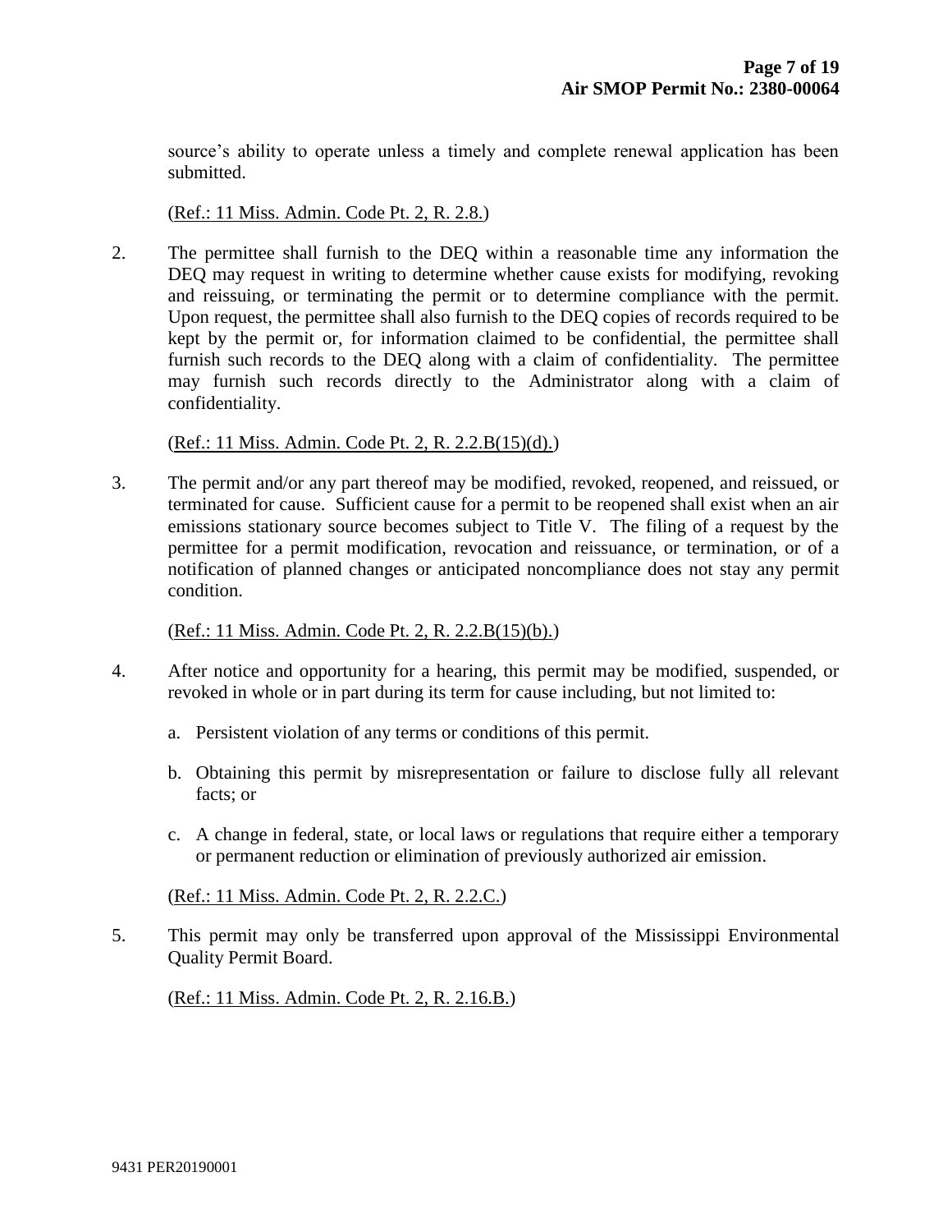source's ability to operate unless a timely and complete renewal application has been submitted.

(Ref.: 11 Miss. Admin. Code Pt. 2, R. 2.8.)

2. The permittee shall furnish to the DEQ within a reasonable time any information the DEQ may request in writing to determine whether cause exists for modifying, revoking and reissuing, or terminating the permit or to determine compliance with the permit. Upon request, the permittee shall also furnish to the DEQ copies of records required to be kept by the permit or, for information claimed to be confidential, the permittee shall furnish such records to the DEQ along with a claim of confidentiality. The permittee may furnish such records directly to the Administrator along with a claim of confidentiality.

   (Ref.: 11 Miss. Admin. Code Pt. 2, R. 2.2.B(15)(d).)

3. The permit and/or any part thereof may be modified, revoked, reopened, and reissued, or terminated for cause. Sufficient cause for a permit to be reopened shall exist when an air emissions stationary source becomes subject to Title V. The filing of a request by the permittee for a permit modification, revocation and reissuance, or termination, or of a notification of planned changes or anticipated noncompliance does not stay any permit condition.

   (Ref.: 11 Miss. Admin. Code Pt. 2, R. 2.2.B(15)(b).)

4. After notice and opportunity for a hearing, this permit may be modified, suspended, or revoked in whole or in part during its term for cause including, but not limited to:

   a. Persistent violation of any terms or conditions of this permit.

   b. Obtaining this permit by misrepresentation or failure to disclose fully all relevant facts; or

   c. A change in federal, state, or local laws or regulations that require either a temporary or permanent reduction or elimination of previously authorized air emission.

   (Ref.: 11 Miss. Admin. Code Pt. 2, R. 2.2.C.)

5. This permit may only be transferred upon approval of the Mississippi Environmental Quality Permit Board.

   (Ref.: 11 Miss. Admin. Code Pt. 2, R. 2.16.B.)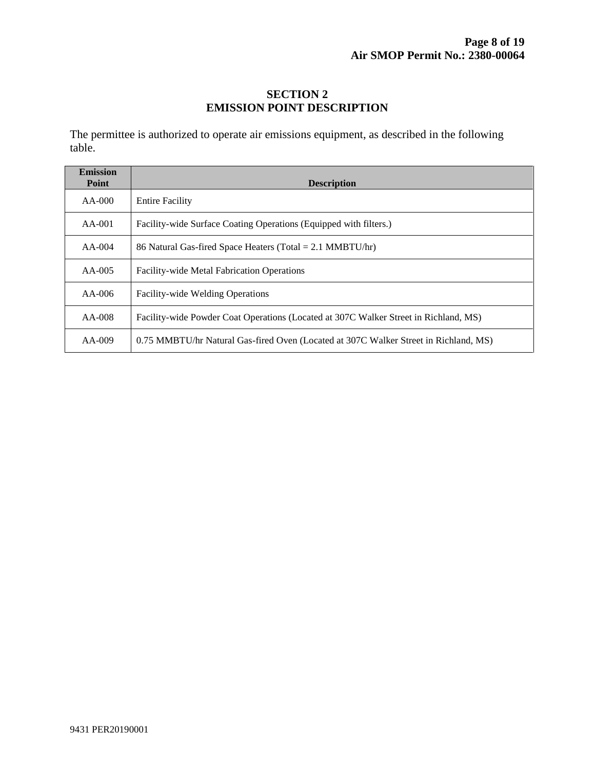# SECTION 2
# EMISSION POINT DESCRIPTION

The permittee is authorized to operate air emissions equipment, as described in the following table.

| Emission Point | Description |
| --- | --- |
| AA-000 | Entire Facility |
| AA-001 | Facility-wide Surface Coating Operations (Equipped with filters.) |
| AA-004 | 86 Natural Gas-fired Space Heaters (Total = 2.1 MMBTU/hr) |
| AA-005 | Facility-wide Metal Fabrication Operations |
| AA-006 | Facility-wide Welding Operations |
| AA-008 | Facility-wide Powder Coat Operations (Located at 307C Walker Street in Richland, MS) |
| AA-009 | 0.75 MMBTU/hr Natural Gas-fired Oven (Located at 307C Walker Street in Richland, MS) |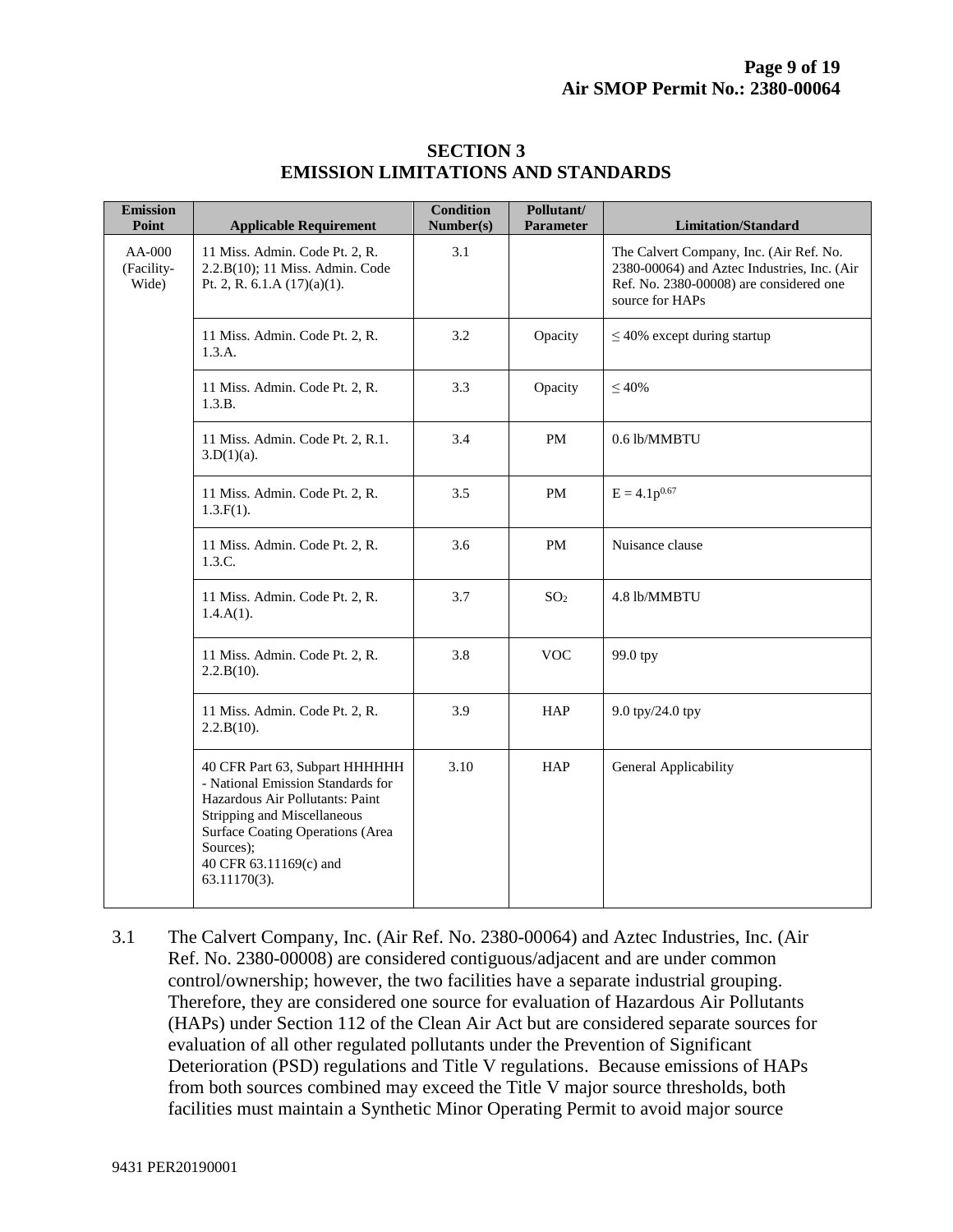## SECTION 3
## EMISSION LIMITATIONS AND STANDARDS

| Emission Point | Applicable Requirement | Condition Number(s) | Pollutant/ Parameter | Limitation/Standard |
|---|---|---|---|---|
| AA-000 (Facility-Wide) | 11 Miss. Admin. Code Pt. 2, R. 2.2.B(10); 11 Miss. Admin. Code Pt. 2, R. 6.1.A (17)(a)(1). | 3.1 | | The Calvert Company, Inc. (Air Ref. No. 2380-00064) and Aztec Industries, Inc. (Air Ref. No. 2380-00008) are considered one source for HAPs |
| | 11 Miss. Admin. Code Pt. 2, R. 1.3.A. | 3.2 | Opacity | ≤ 40% except during startup |
| | 11 Miss. Admin. Code Pt. 2, R. 1.3.B. | 3.3 | Opacity | ≤ 40% |
| | 11 Miss. Admin. Code Pt. 2, R.1. 3.D(1)(a). | 3.4 | PM | 0.6 lb/MMBTU |
| | 11 Miss. Admin. Code Pt. 2, R. 1.3.F(1). | 3.5 | PM | $E = 4.1p^{0.67}$ |
| | 11 Miss. Admin. Code Pt. 2, R. 1.3.C. | 3.6 | PM | Nuisance clause |
| | 11 Miss. Admin. Code Pt. 2, R. 1.4.A(1). | 3.7 | $SO_2$ | 4.8 lb/MMBTU |
| | 11 Miss. Admin. Code Pt. 2, R. 2.2.B(10). | 3.8 | VOC | 99.0 tpy |
| | 11 Miss. Admin. Code Pt. 2, R. 2.2.B(10). | 3.9 | HAP | 9.0 tpy/24.0 tpy |
| | 40 CFR Part 63, Subpart HHHHHH - National Emission Standards for Hazardous Air Pollutants: Paint Stripping and Miscellaneous Surface Coating Operations (Area Sources); 40 CFR 63.11169(c) and 63.11170(3). | 3.10 | HAP | General Applicability |

3.1 The Calvert Company, Inc. (Air Ref. No. 2380-00064) and Aztec Industries, Inc. (Air Ref. No. 2380-00008) are considered contiguous/adjacent and are under common control/ownership; however, the two facilities have a separate industrial grouping. Therefore, they are considered one source for evaluation of Hazardous Air Pollutants (HAPs) under Section 112 of the Clean Air Act but are considered separate sources for evaluation of all other regulated pollutants under the Prevention of Significant Deterioration (PSD) regulations and Title V regulations. Because emissions of HAPs from both sources combined may exceed the Title V major source thresholds, both facilities must maintain a Synthetic Minor Operating Permit to avoid major source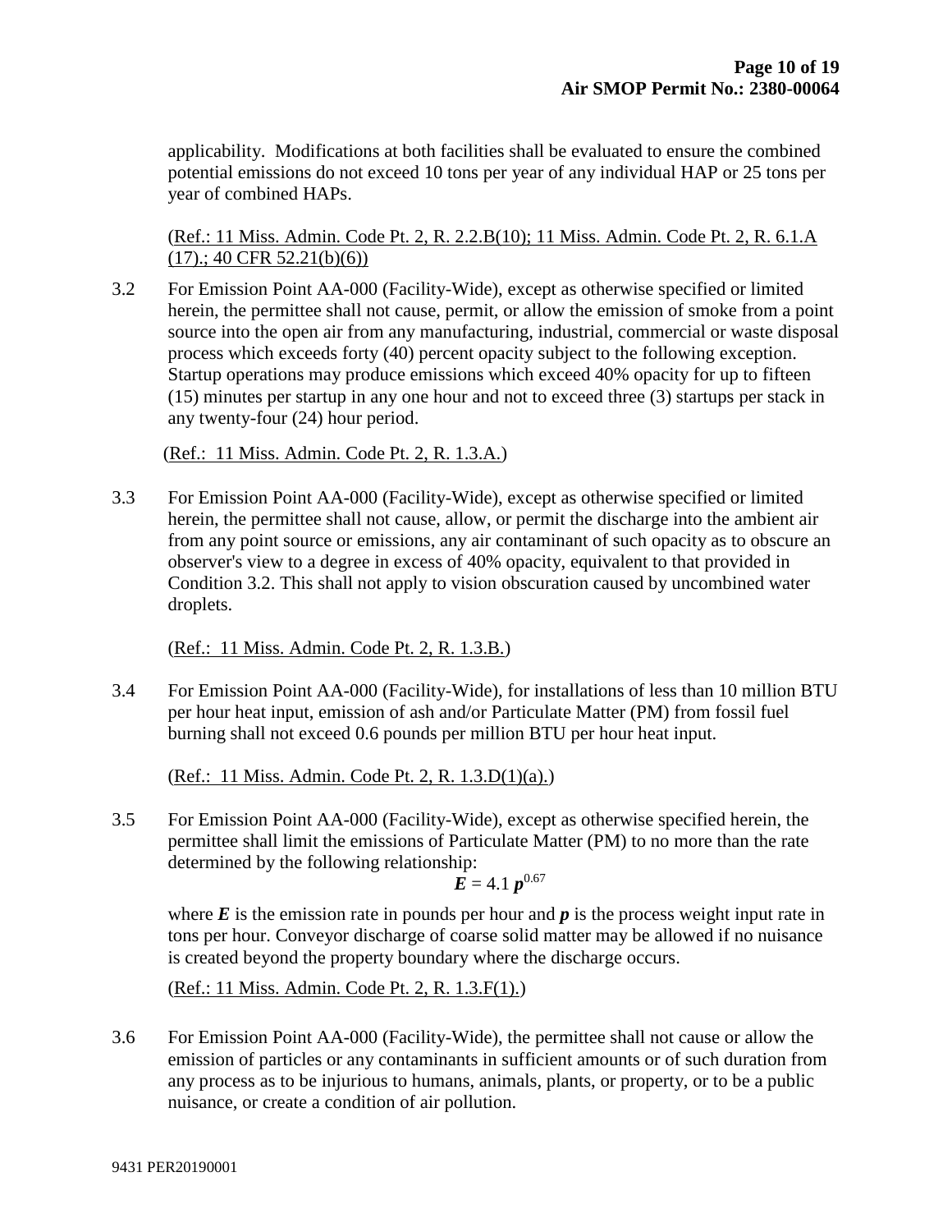applicability. Modifications at both facilities shall be evaluated to ensure the combined potential emissions do not exceed 10 tons per year of any individual HAP or 25 tons per year of combined HAPs.

(Ref.: 11 Miss. Admin. Code Pt. 2, R. 2.2.B(10); 11 Miss. Admin. Code Pt. 2, R. 6.1.A (17).; 40 CFR 52.21(b)(6))

3.2 For Emission Point AA-000 (Facility-Wide), except as otherwise specified or limited herein, the permittee shall not cause, permit, or allow the emission of smoke from a point source into the open air from any manufacturing, industrial, commercial or waste disposal process which exceeds forty (40) percent opacity subject to the following exception. Startup operations may produce emissions which exceed 40% opacity for up to fifteen (15) minutes per startup in any one hour and not to exceed three (3) startups per stack in any twenty-four (24) hour period.

(Ref.: 11 Miss. Admin. Code Pt. 2, R. 1.3.A.)

3.3 For Emission Point AA-000 (Facility-Wide), except as otherwise specified or limited herein, the permittee shall not cause, allow, or permit the discharge into the ambient air from any point source or emissions, any air contaminant of such opacity as to obscure an observer's view to a degree in excess of 40% opacity, equivalent to that provided in Condition 3.2. This shall not apply to vision obscuration caused by uncombined water droplets.

(Ref.: 11 Miss. Admin. Code Pt. 2, R. 1.3.B.)

3.4 For Emission Point AA-000 (Facility-Wide), for installations of less than 10 million BTU per hour heat input, emission of ash and/or Particulate Matter (PM) from fossil fuel burning shall not exceed 0.6 pounds per million BTU per hour heat input.

(Ref.: 11 Miss. Admin. Code Pt. 2, R. 1.3.D(1)(a).)

3.5 For Emission Point AA-000 (Facility-Wide), except as otherwise specified herein, the permittee shall limit the emissions of Particulate Matter (PM) to no more than the rate determined by the following relationship:

$$\boldsymbol{E} = 4.1\, \boldsymbol{p}^{0.67}$$

where $\boldsymbol{E}$ is the emission rate in pounds per hour and $\boldsymbol{p}$ is the process weight input rate in tons per hour. Conveyor discharge of coarse solid matter may be allowed if no nuisance is created beyond the property boundary where the discharge occurs.

(Ref.: 11 Miss. Admin. Code Pt. 2, R. 1.3.F(1).)

3.6 For Emission Point AA-000 (Facility-Wide), the permittee shall not cause or allow the emission of particles or any contaminants in sufficient amounts or of such duration from any process as to be injurious to humans, animals, plants, or property, or to be a public nuisance, or create a condition of air pollution.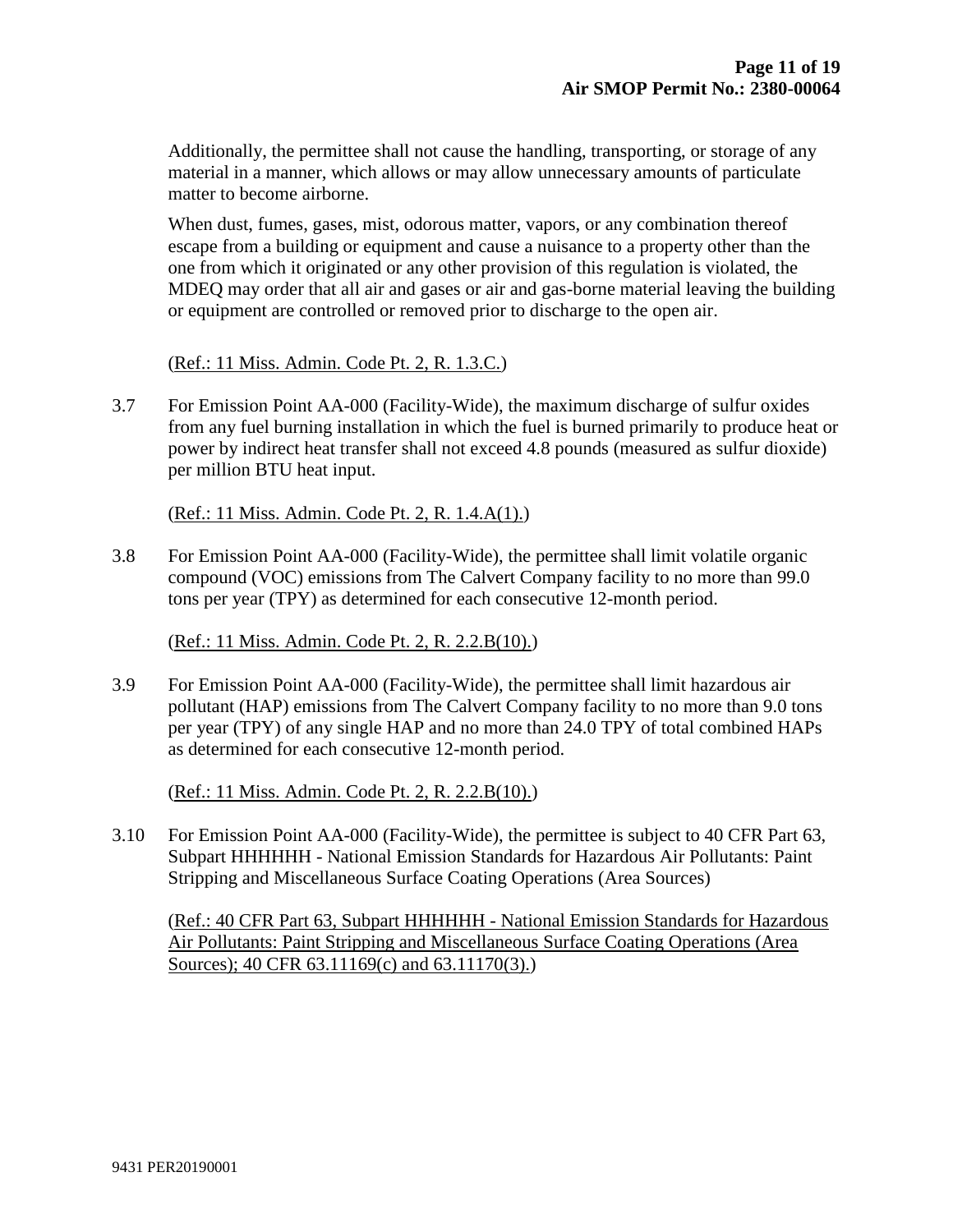Additionally, the permittee shall not cause the handling, transporting, or storage of any material in a manner, which allows or may allow unnecessary amounts of particulate matter to become airborne.

When dust, fumes, gases, mist, odorous matter, vapors, or any combination thereof escape from a building or equipment and cause a nuisance to a property other than the one from which it originated or any other provision of this regulation is violated, the MDEQ may order that all air and gases or air and gas-borne material leaving the building or equipment are controlled or removed prior to discharge to the open air.

(Ref.: 11 Miss. Admin. Code Pt. 2, R. 1.3.C.)

3.7 For Emission Point AA-000 (Facility-Wide), the maximum discharge of sulfur oxides from any fuel burning installation in which the fuel is burned primarily to produce heat or power by indirect heat transfer shall not exceed 4.8 pounds (measured as sulfur dioxide) per million BTU heat input.

(Ref.: 11 Miss. Admin. Code Pt. 2, R. 1.4.A(1).)

3.8 For Emission Point AA-000 (Facility-Wide), the permittee shall limit volatile organic compound (VOC) emissions from The Calvert Company facility to no more than 99.0 tons per year (TPY) as determined for each consecutive 12-month period.

(Ref.: 11 Miss. Admin. Code Pt. 2, R. 2.2.B(10).)

3.9 For Emission Point AA-000 (Facility-Wide), the permittee shall limit hazardous air pollutant (HAP) emissions from The Calvert Company facility to no more than 9.0 tons per year (TPY) of any single HAP and no more than 24.0 TPY of total combined HAPs as determined for each consecutive 12-month period.

(Ref.: 11 Miss. Admin. Code Pt. 2, R. 2.2.B(10).)

3.10 For Emission Point AA-000 (Facility-Wide), the permittee is subject to 40 CFR Part 63, Subpart HHHHHH - National Emission Standards for Hazardous Air Pollutants: Paint Stripping and Miscellaneous Surface Coating Operations (Area Sources)

(Ref.: 40 CFR Part 63, Subpart HHHHHH - National Emission Standards for Hazardous Air Pollutants: Paint Stripping and Miscellaneous Surface Coating Operations (Area Sources); 40 CFR 63.11169(c) and 63.11170(3).)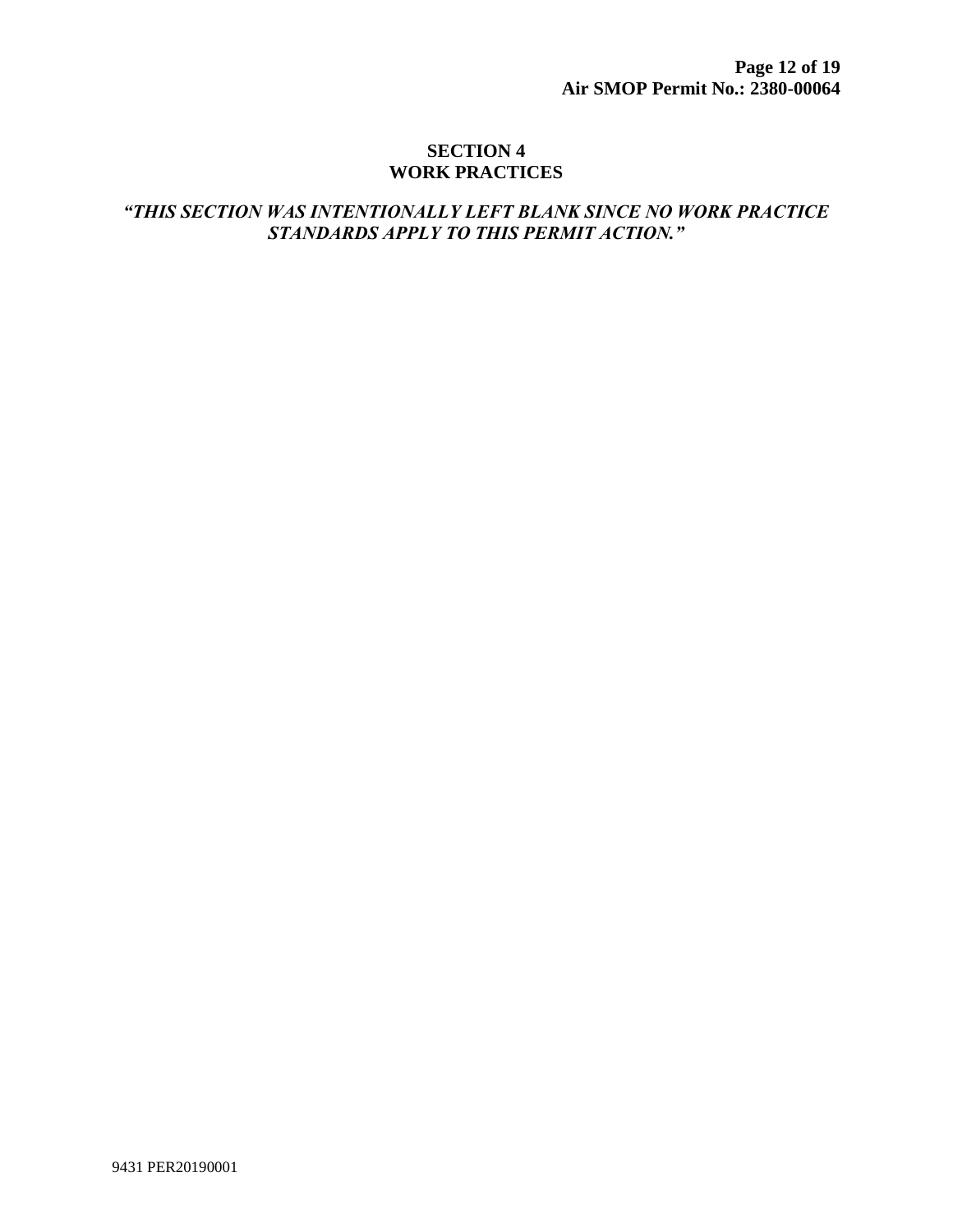## SECTION 4
## WORK PRACTICES

***"THIS SECTION WAS INTENTIONALLY LEFT BLANK SINCE NO WORK PRACTICE STANDARDS APPLY TO THIS PERMIT ACTION."***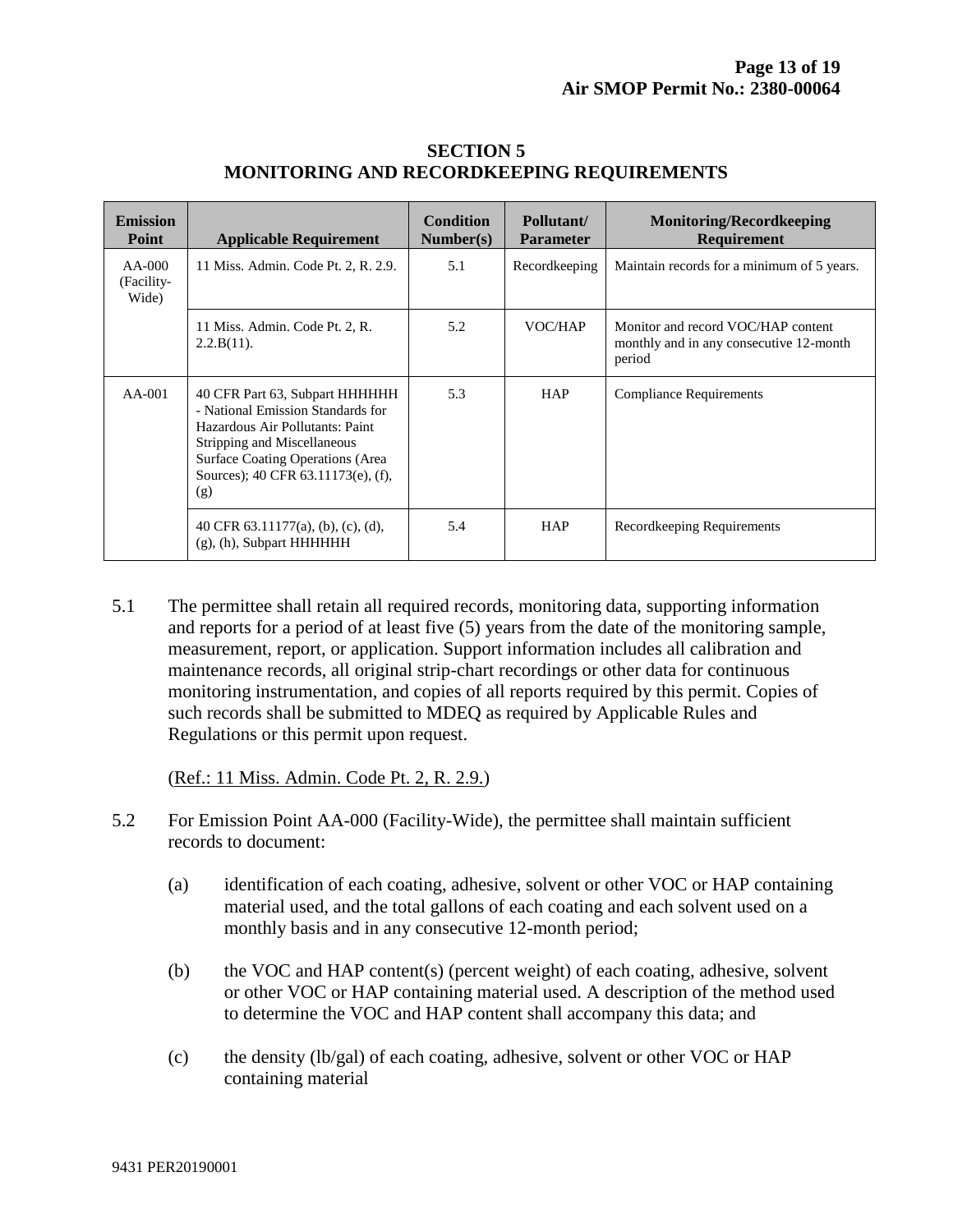## SECTION 5
## MONITORING AND RECORDKEEPING REQUIREMENTS

| Emission Point | Applicable Requirement | Condition Number(s) | Pollutant/ Parameter | Monitoring/Recordkeeping Requirement |
|---|---|---|---|---|
| AA-000 (Facility-Wide) | 11 Miss. Admin. Code Pt. 2, R. 2.9. | 5.1 | Recordkeeping | Maintain records for a minimum of 5 years. |
| | 11 Miss. Admin. Code Pt. 2, R. 2.2.B(11). | 5.2 | VOC/HAP | Monitor and record VOC/HAP content monthly and in any consecutive 12-month period |
| AA-001 | 40 CFR Part 63, Subpart HHHHHH - National Emission Standards for Hazardous Air Pollutants: Paint Stripping and Miscellaneous Surface Coating Operations (Area Sources); 40 CFR 63.11173(e), (f), (g) | 5.3 | HAP | Compliance Requirements |
| | 40 CFR 63.11177(a), (b), (c), (d), (g), (h), Subpart HHHHHH | 5.4 | HAP | Recordkeeping Requirements |

5.1 The permittee shall retain all required records, monitoring data, supporting information and reports for a period of at least five (5) years from the date of the monitoring sample, measurement, report, or application. Support information includes all calibration and maintenance records, all original strip-chart recordings or other data for continuous monitoring instrumentation, and copies of all reports required by this permit. Copies of such records shall be submitted to MDEQ as required by Applicable Rules and Regulations or this permit upon request.

(Ref.: 11 Miss. Admin. Code Pt. 2, R. 2.9.)

5.2 For Emission Point AA-000 (Facility-Wide), the permittee shall maintain sufficient records to document:

(a) identification of each coating, adhesive, solvent or other VOC or HAP containing material used, and the total gallons of each coating and each solvent used on a monthly basis and in any consecutive 12-month period;

(b) the VOC and HAP content(s) (percent weight) of each coating, adhesive, solvent or other VOC or HAP containing material used. A description of the method used to determine the VOC and HAP content shall accompany this data; and

(c) the density (lb/gal) of each coating, adhesive, solvent or other VOC or HAP containing material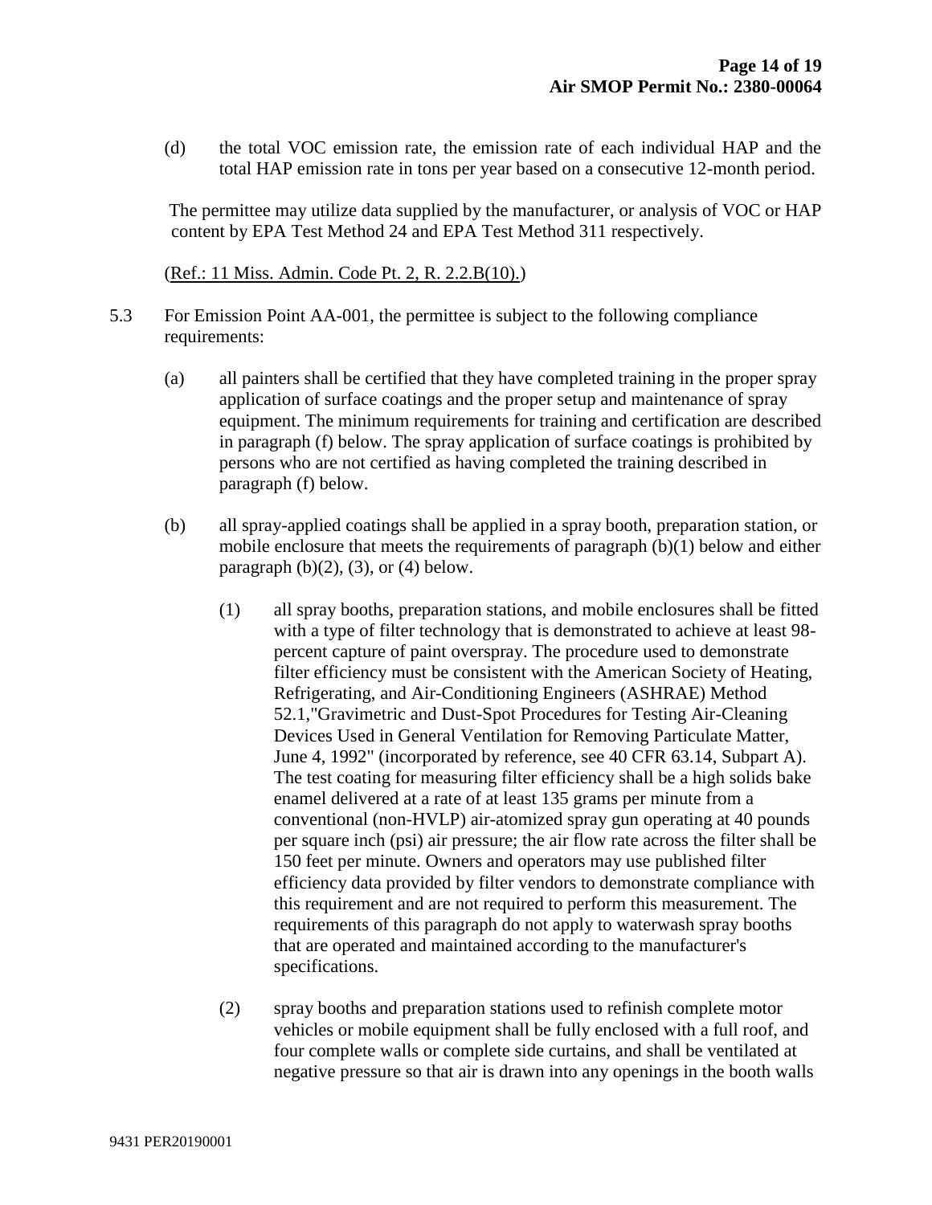(d) the total VOC emission rate, the emission rate of each individual HAP and the total HAP emission rate in tons per year based on a consecutive 12-month period.

The permittee may utilize data supplied by the manufacturer, or analysis of VOC or HAP content by EPA Test Method 24 and EPA Test Method 311 respectively.

(Ref.: 11 Miss. Admin. Code Pt. 2, R. 2.2.B(10).)

5.3 For Emission Point AA-001, the permittee is subject to the following compliance requirements:

(a) all painters shall be certified that they have completed training in the proper spray application of surface coatings and the proper setup and maintenance of spray equipment. The minimum requirements for training and certification are described in paragraph (f) below. The spray application of surface coatings is prohibited by persons who are not certified as having completed the training described in paragraph (f) below.

(b) all spray-applied coatings shall be applied in a spray booth, preparation station, or mobile enclosure that meets the requirements of paragraph (b)(1) below and either paragraph (b)(2), (3), or (4) below.

(1) all spray booths, preparation stations, and mobile enclosures shall be fitted with a type of filter technology that is demonstrated to achieve at least 98-percent capture of paint overspray. The procedure used to demonstrate filter efficiency must be consistent with the American Society of Heating, Refrigerating, and Air-Conditioning Engineers (ASHRAE) Method 52.1,"Gravimetric and Dust-Spot Procedures for Testing Air-Cleaning Devices Used in General Ventilation for Removing Particulate Matter, June 4, 1992" (incorporated by reference, see 40 CFR 63.14, Subpart A). The test coating for measuring filter efficiency shall be a high solids bake enamel delivered at a rate of at least 135 grams per minute from a conventional (non-HVLP) air-atomized spray gun operating at 40 pounds per square inch (psi) air pressure; the air flow rate across the filter shall be 150 feet per minute. Owners and operators may use published filter efficiency data provided by filter vendors to demonstrate compliance with this requirement and are not required to perform this measurement. The requirements of this paragraph do not apply to waterwash spray booths that are operated and maintained according to the manufacturer's specifications.

(2) spray booths and preparation stations used to refinish complete motor vehicles or mobile equipment shall be fully enclosed with a full roof, and four complete walls or complete side curtains, and shall be ventilated at negative pressure so that air is drawn into any openings in the booth walls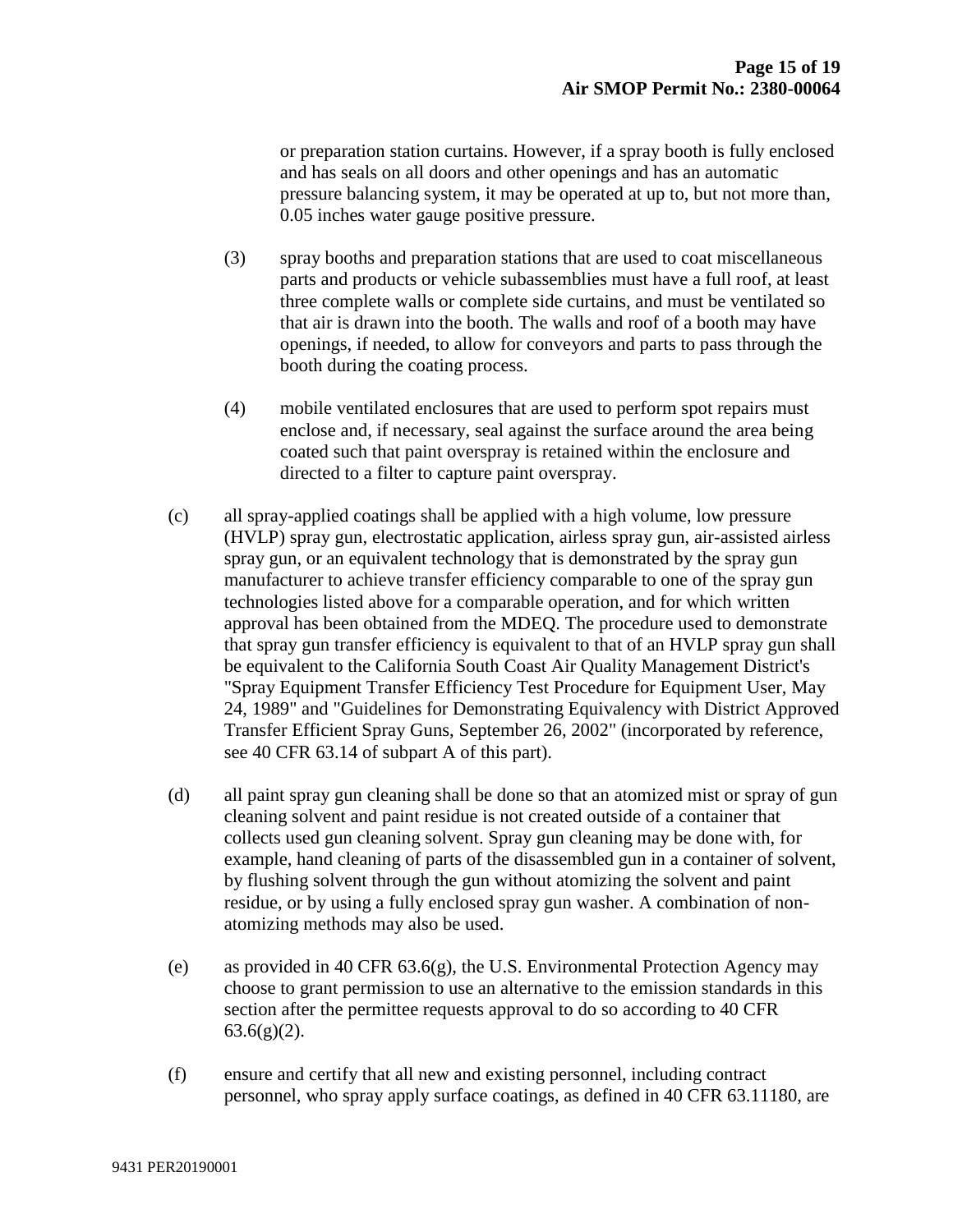or preparation station curtains. However, if a spray booth is fully enclosed and has seals on all doors and other openings and has an automatic pressure balancing system, it may be operated at up to, but not more than, 0.05 inches water gauge positive pressure.

(3) spray booths and preparation stations that are used to coat miscellaneous parts and products or vehicle subassemblies must have a full roof, at least three complete walls or complete side curtains, and must be ventilated so that air is drawn into the booth. The walls and roof of a booth may have openings, if needed, to allow for conveyors and parts to pass through the booth during the coating process.

(4) mobile ventilated enclosures that are used to perform spot repairs must enclose and, if necessary, seal against the surface around the area being coated such that paint overspray is retained within the enclosure and directed to a filter to capture paint overspray.

(c) all spray-applied coatings shall be applied with a high volume, low pressure (HVLP) spray gun, electrostatic application, airless spray gun, air-assisted airless spray gun, or an equivalent technology that is demonstrated by the spray gun manufacturer to achieve transfer efficiency comparable to one of the spray gun technologies listed above for a comparable operation, and for which written approval has been obtained from the MDEQ. The procedure used to demonstrate that spray gun transfer efficiency is equivalent to that of an HVLP spray gun shall be equivalent to the California South Coast Air Quality Management District's "Spray Equipment Transfer Efficiency Test Procedure for Equipment User, May 24, 1989" and "Guidelines for Demonstrating Equivalency with District Approved Transfer Efficient Spray Guns, September 26, 2002" (incorporated by reference, see 40 CFR 63.14 of subpart A of this part).

(d) all paint spray gun cleaning shall be done so that an atomized mist or spray of gun cleaning solvent and paint residue is not created outside of a container that collects used gun cleaning solvent. Spray gun cleaning may be done with, for example, hand cleaning of parts of the disassembled gun in a container of solvent, by flushing solvent through the gun without atomizing the solvent and paint residue, or by using a fully enclosed spray gun washer. A combination of non-atomizing methods may also be used.

(e) as provided in 40 CFR 63.6(g), the U.S. Environmental Protection Agency may choose to grant permission to use an alternative to the emission standards in this section after the permittee requests approval to do so according to 40 CFR 63.6(g)(2).

(f) ensure and certify that all new and existing personnel, including contract personnel, who spray apply surface coatings, as defined in 40 CFR 63.11180, are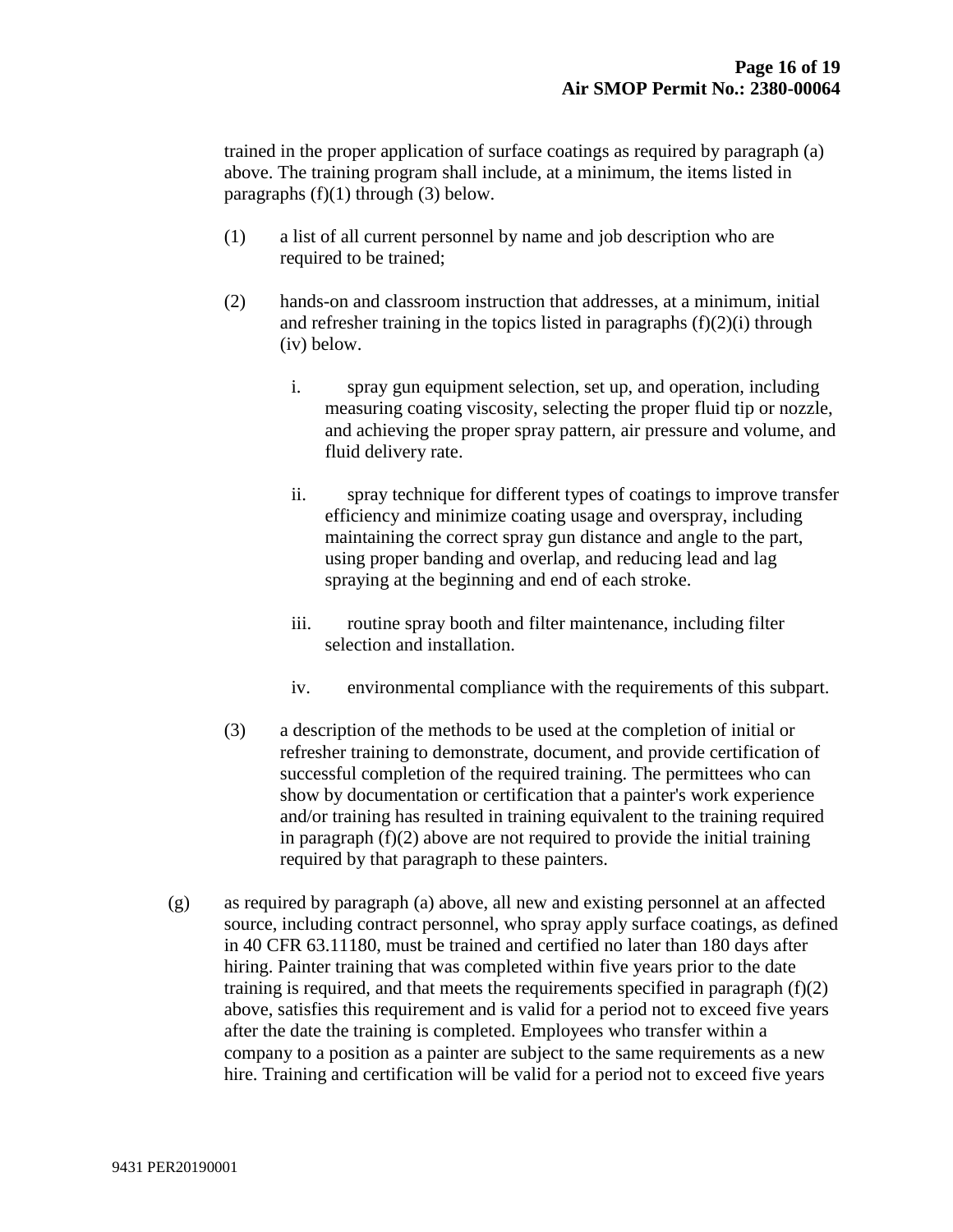trained in the proper application of surface coatings as required by paragraph (a) above. The training program shall include, at a minimum, the items listed in paragraphs (f)(1) through (3) below.

(1) a list of all current personnel by name and job description who are required to be trained;

(2) hands-on and classroom instruction that addresses, at a minimum, initial and refresher training in the topics listed in paragraphs (f)(2)(i) through (iv) below.

i. spray gun equipment selection, set up, and operation, including measuring coating viscosity, selecting the proper fluid tip or nozzle, and achieving the proper spray pattern, air pressure and volume, and fluid delivery rate.

ii. spray technique for different types of coatings to improve transfer efficiency and minimize coating usage and overspray, including maintaining the correct spray gun distance and angle to the part, using proper banding and overlap, and reducing lead and lag spraying at the beginning and end of each stroke.

iii. routine spray booth and filter maintenance, including filter selection and installation.

iv. environmental compliance with the requirements of this subpart.

(3) a description of the methods to be used at the completion of initial or refresher training to demonstrate, document, and provide certification of successful completion of the required training. The permittees who can show by documentation or certification that a painter's work experience and/or training has resulted in training equivalent to the training required in paragraph (f)(2) above are not required to provide the initial training required by that paragraph to these painters.

(g) as required by paragraph (a) above, all new and existing personnel at an affected source, including contract personnel, who spray apply surface coatings, as defined in 40 CFR 63.11180, must be trained and certified no later than 180 days after hiring. Painter training that was completed within five years prior to the date training is required, and that meets the requirements specified in paragraph (f)(2) above, satisfies this requirement and is valid for a period not to exceed five years after the date the training is completed. Employees who transfer within a company to a position as a painter are subject to the same requirements as a new hire. Training and certification will be valid for a period not to exceed five years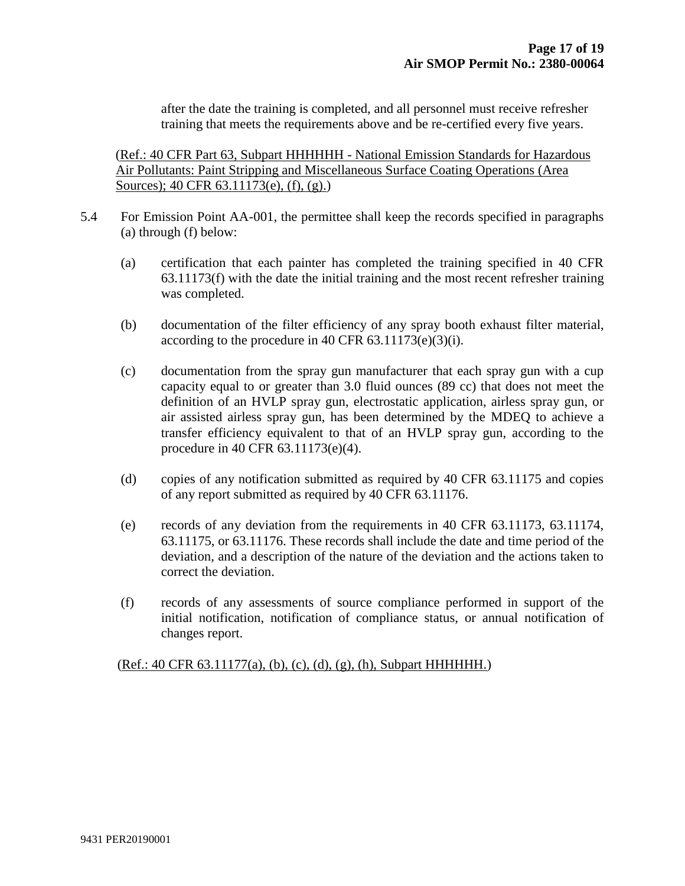after the date the training is completed, and all personnel must receive refresher training that meets the requirements above and be re-certified every five years.

(Ref.: 40 CFR Part 63, Subpart HHHHHH - National Emission Standards for Hazardous Air Pollutants: Paint Stripping and Miscellaneous Surface Coating Operations (Area Sources); 40 CFR 63.11173(e), (f), (g).)

5.4 For Emission Point AA-001, the permittee shall keep the records specified in paragraphs (a) through (f) below:

(a) certification that each painter has completed the training specified in 40 CFR 63.11173(f) with the date the initial training and the most recent refresher training was completed.

(b) documentation of the filter efficiency of any spray booth exhaust filter material, according to the procedure in 40 CFR 63.11173(e)(3)(i).

(c) documentation from the spray gun manufacturer that each spray gun with a cup capacity equal to or greater than 3.0 fluid ounces (89 cc) that does not meet the definition of an HVLP spray gun, electrostatic application, airless spray gun, or air assisted airless spray gun, has been determined by the MDEQ to achieve a transfer efficiency equivalent to that of an HVLP spray gun, according to the procedure in 40 CFR 63.11173(e)(4).

(d) copies of any notification submitted as required by 40 CFR 63.11175 and copies of any report submitted as required by 40 CFR 63.11176.

(e) records of any deviation from the requirements in 40 CFR 63.11173, 63.11174, 63.11175, or 63.11176. These records shall include the date and time period of the deviation, and a description of the nature of the deviation and the actions taken to correct the deviation.

(f) records of any assessments of source compliance performed in support of the initial notification, notification of compliance status, or annual notification of changes report.

(Ref.: 40 CFR 63.11177(a), (b), (c), (d), (g), (h), Subpart HHHHHH.)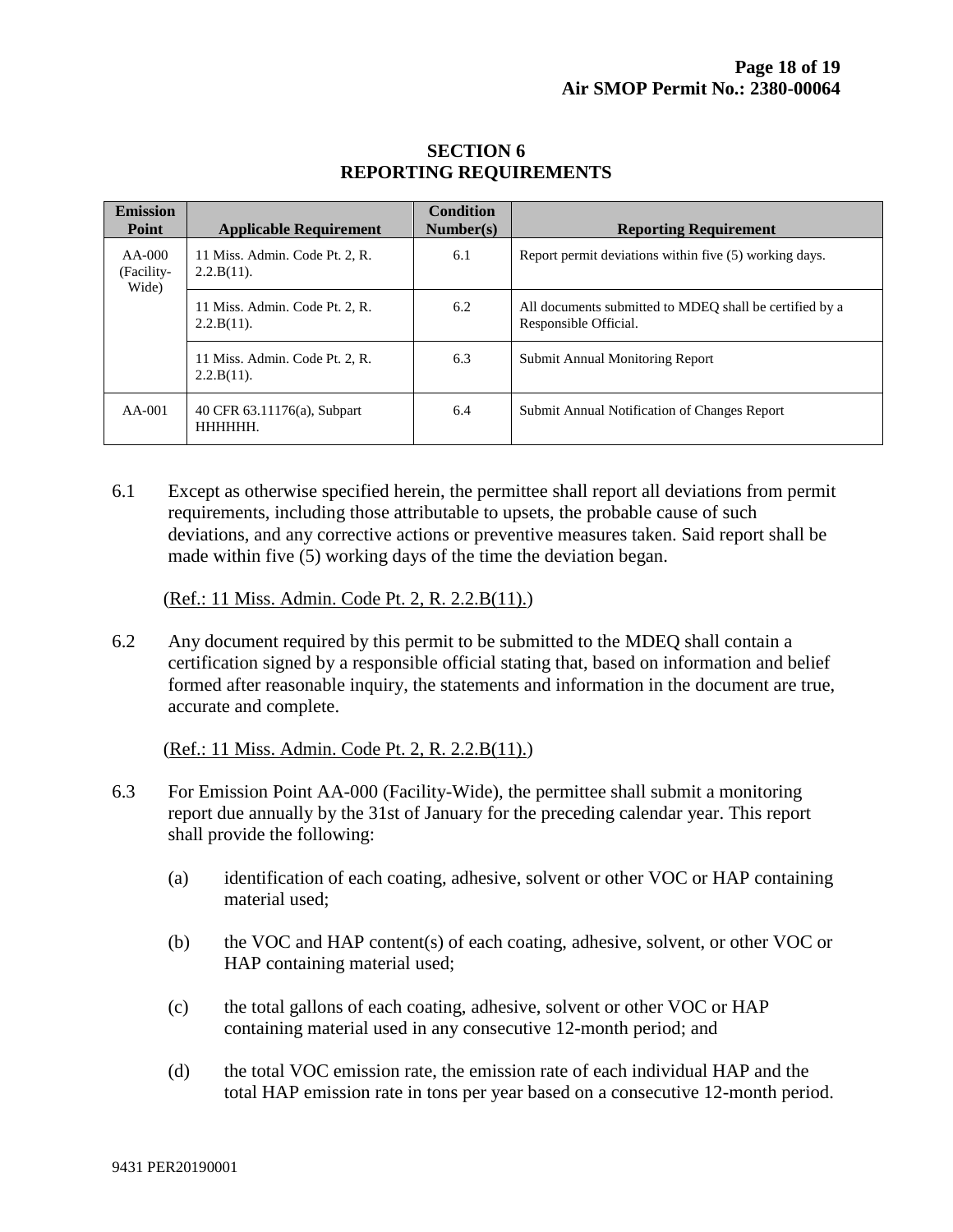## SECTION 6
## REPORTING REQUIREMENTS

| Emission Point | Applicable Requirement | Condition Number(s) | Reporting Requirement |
|---|---|---|---|
| AA-000 (Facility-Wide) | 11 Miss. Admin. Code Pt. 2, R. 2.2.B(11). | 6.1 | Report permit deviations within five (5) working days. |
| | 11 Miss. Admin. Code Pt. 2, R. 2.2.B(11). | 6.2 | All documents submitted to MDEQ shall be certified by a Responsible Official. |
| | 11 Miss. Admin. Code Pt. 2, R. 2.2.B(11). | 6.3 | Submit Annual Monitoring Report |
| AA-001 | 40 CFR 63.11176(a), Subpart HHHHHH. | 6.4 | Submit Annual Notification of Changes Report |

6.1 Except as otherwise specified herein, the permittee shall report all deviations from permit requirements, including those attributable to upsets, the probable cause of such deviations, and any corrective actions or preventive measures taken. Said report shall be made within five (5) working days of the time the deviation began.

(Ref.: 11 Miss. Admin. Code Pt. 2, R. 2.2.B(11).)

6.2 Any document required by this permit to be submitted to the MDEQ shall contain a certification signed by a responsible official stating that, based on information and belief formed after reasonable inquiry, the statements and information in the document are true, accurate and complete.

(Ref.: 11 Miss. Admin. Code Pt. 2, R. 2.2.B(11).)

6.3 For Emission Point AA-000 (Facility-Wide), the permittee shall submit a monitoring report due annually by the 31st of January for the preceding calendar year. This report shall provide the following:

(a) identification of each coating, adhesive, solvent or other VOC or HAP containing material used;

(b) the VOC and HAP content(s) of each coating, adhesive, solvent, or other VOC or HAP containing material used;

(c) the total gallons of each coating, adhesive, solvent or other VOC or HAP containing material used in any consecutive 12-month period; and

(d) the total VOC emission rate, the emission rate of each individual HAP and the total HAP emission rate in tons per year based on a consecutive 12-month period.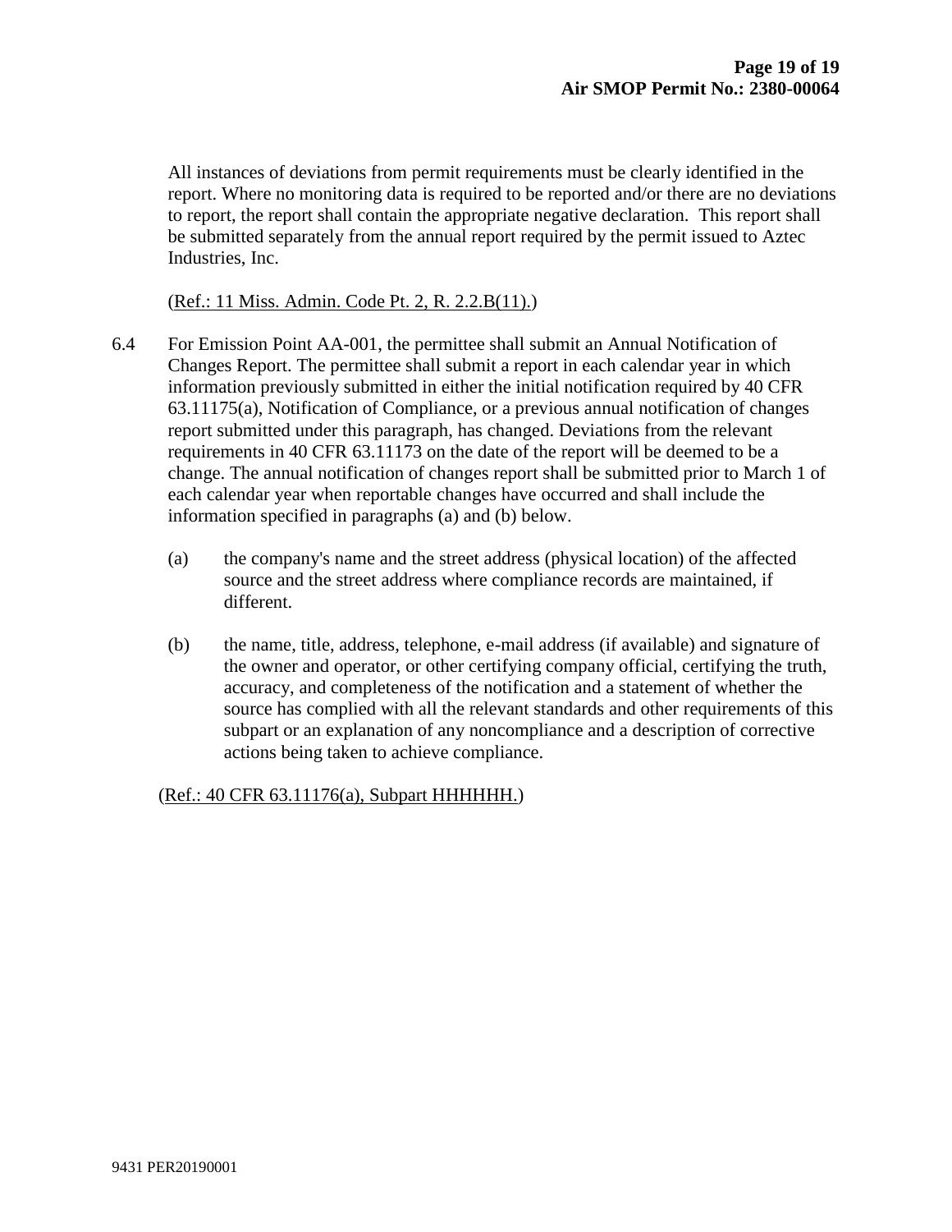All instances of deviations from permit requirements must be clearly identified in the report. Where no monitoring data is required to be reported and/or there are no deviations to report, the report shall contain the appropriate negative declaration. This report shall be submitted separately from the annual report required by the permit issued to Aztec Industries, Inc.

(Ref.: 11 Miss. Admin. Code Pt. 2, R. 2.2.B(11).)

6.4 For Emission Point AA-001, the permittee shall submit an Annual Notification of Changes Report. The permittee shall submit a report in each calendar year in which information previously submitted in either the initial notification required by 40 CFR 63.11175(a), Notification of Compliance, or a previous annual notification of changes report submitted under this paragraph, has changed. Deviations from the relevant requirements in 40 CFR 63.11173 on the date of the report will be deemed to be a change. The annual notification of changes report shall be submitted prior to March 1 of each calendar year when reportable changes have occurred and shall include the information specified in paragraphs (a) and (b) below.

   (a) the company's name and the street address (physical location) of the affected source and the street address where compliance records are maintained, if different.

   (b) the name, title, address, telephone, e-mail address (if available) and signature of the owner and operator, or other certifying company official, certifying the truth, accuracy, and completeness of the notification and a statement of whether the source has complied with all the relevant standards and other requirements of this subpart or an explanation of any noncompliance and a description of corrective actions being taken to achieve compliance.

(Ref.: 40 CFR 63.11176(a), Subpart HHHHHH.)

9431 PER20190001